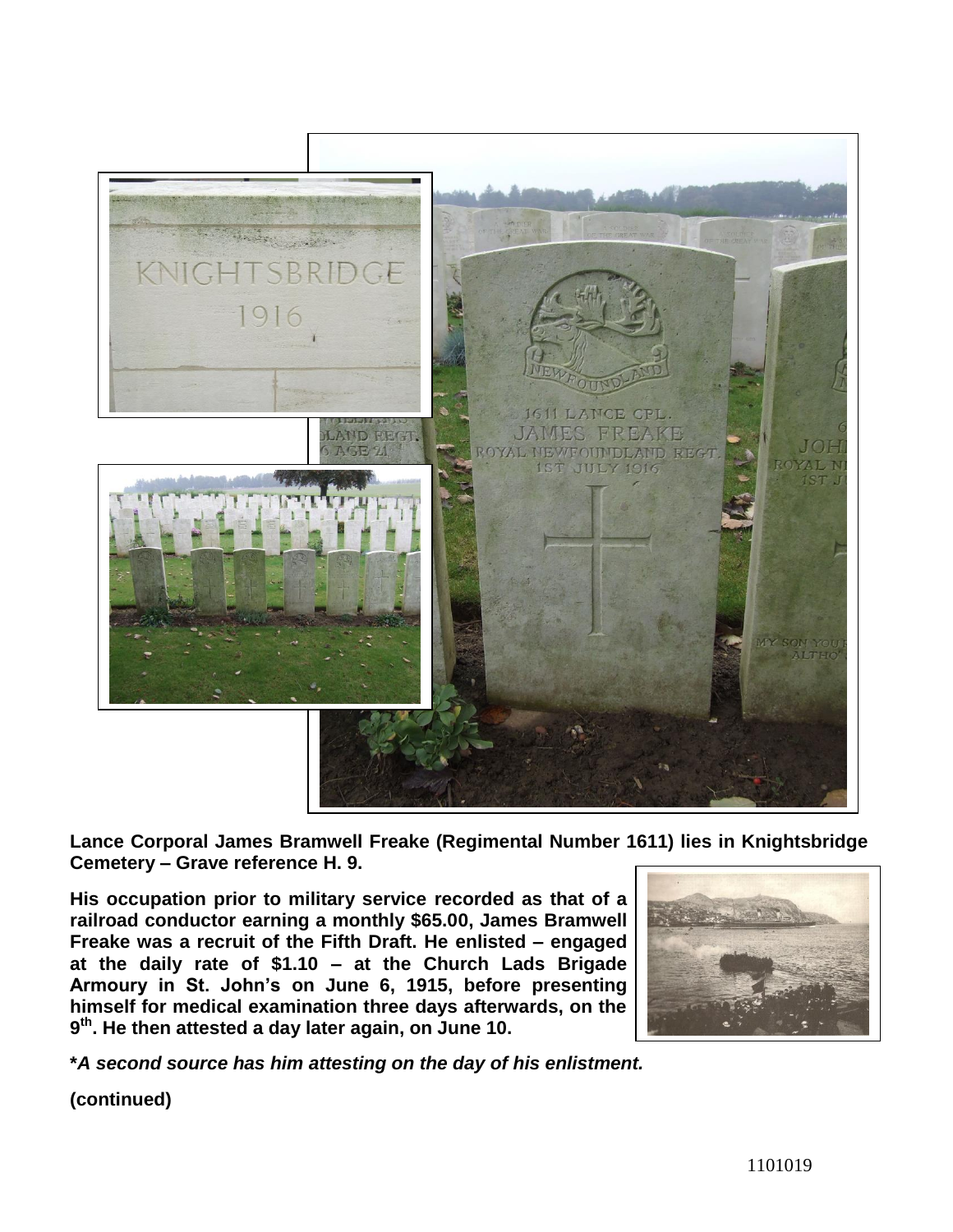**Lance Corporal James Bramwell Freake (Regimental Number 1611) lies in Knightsbridge Cemetery – Grave reference H. 9.**

**His occupation prior to military service recorded as that of a railroad conductor earning a monthly $65.00, James Bramwell Freake was a recruit of the Fifth Draft. He enlisted – engaged at the daily rate of $1.10 – at the Church Lads Brigade Armoury in St. John's on June 6, 1915, before presenting himself for medical examination three days afterwards, on the 9th. He then attested a day later again, on June 10.**

***A second source has him attesting on the day of his enlistment.***

**(continued)**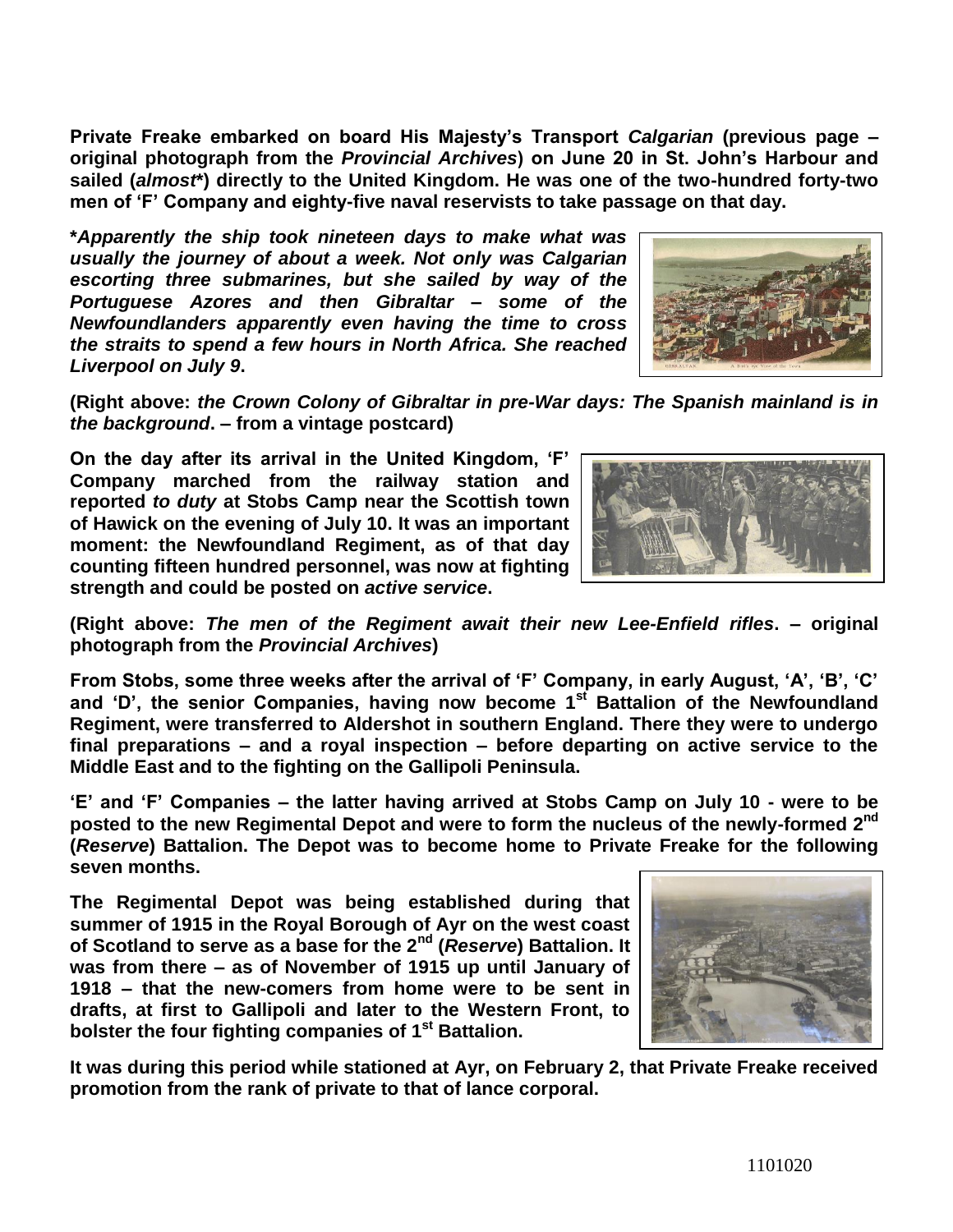**Private Freake embarked on board His Majesty's Transport *Calgarian* (previous page – original photograph from the *Provincial Archives*) on June 20 in St. John's Harbour and sailed (*almost\**) directly to the United Kingdom. He was one of the two-hundred forty-two men of 'F' Company and eighty-five naval reservists to take passage on that day.**

**\****Apparently the ship took nineteen days to make what was usually the journey of about a week. Not only was Calgarian escorting three submarines, but she sailed by way of the Portuguese Azores and then Gibraltar – some of the Newfoundlanders apparently even having the time to cross the straits to spend a few hours in North Africa. She reached Liverpool on July 9***.**

**(Right above: *the Crown Colony of Gibraltar in pre-War days: The Spanish mainland is in the background*. – from a vintage postcard)**

**On the day after its arrival in the United Kingdom, 'F' Company marched from the railway station and reported *to duty* at Stobs Camp near the Scottish town of Hawick on the evening of July 10. It was an important moment: the Newfoundland Regiment, as of that day counting fifteen hundred personnel, was now at fighting strength and could be posted on *active service*.**

**(Right above: *The men of the Regiment await their new Lee-Enfield rifles*. – original photograph from the *Provincial Archives*)**

**From Stobs, some three weeks after the arrival of 'F' Company, in early August, 'A', 'B', 'C' and 'D', the senior Companies, having now become 1st Battalion of the Newfoundland Regiment, were transferred to Aldershot in southern England. There they were to undergo final preparations – and a royal inspection – before departing on active service to the Middle East and to the fighting on the Gallipoli Peninsula.**

**'E' and 'F' Companies – the latter having arrived at Stobs Camp on July 10 - were to be posted to the new Regimental Depot and were to form the nucleus of the newly-formed 2nd (*Reserve*) Battalion. The Depot was to become home to Private Freake for the following seven months.**

**The Regimental Depot was being established during that summer of 1915 in the Royal Borough of Ayr on the west coast of Scotland to serve as a base for the 2nd (*Reserve*) Battalion. It was from there – as of November of 1915 up until January of 1918 – that the new-comers from home were to be sent in drafts, at first to Gallipoli and later to the Western Front, to bolster the four fighting companies of 1st Battalion.**

**It was during this period while stationed at Ayr, on February 2, that Private Freake received promotion from the rank of private to that of lance corporal.**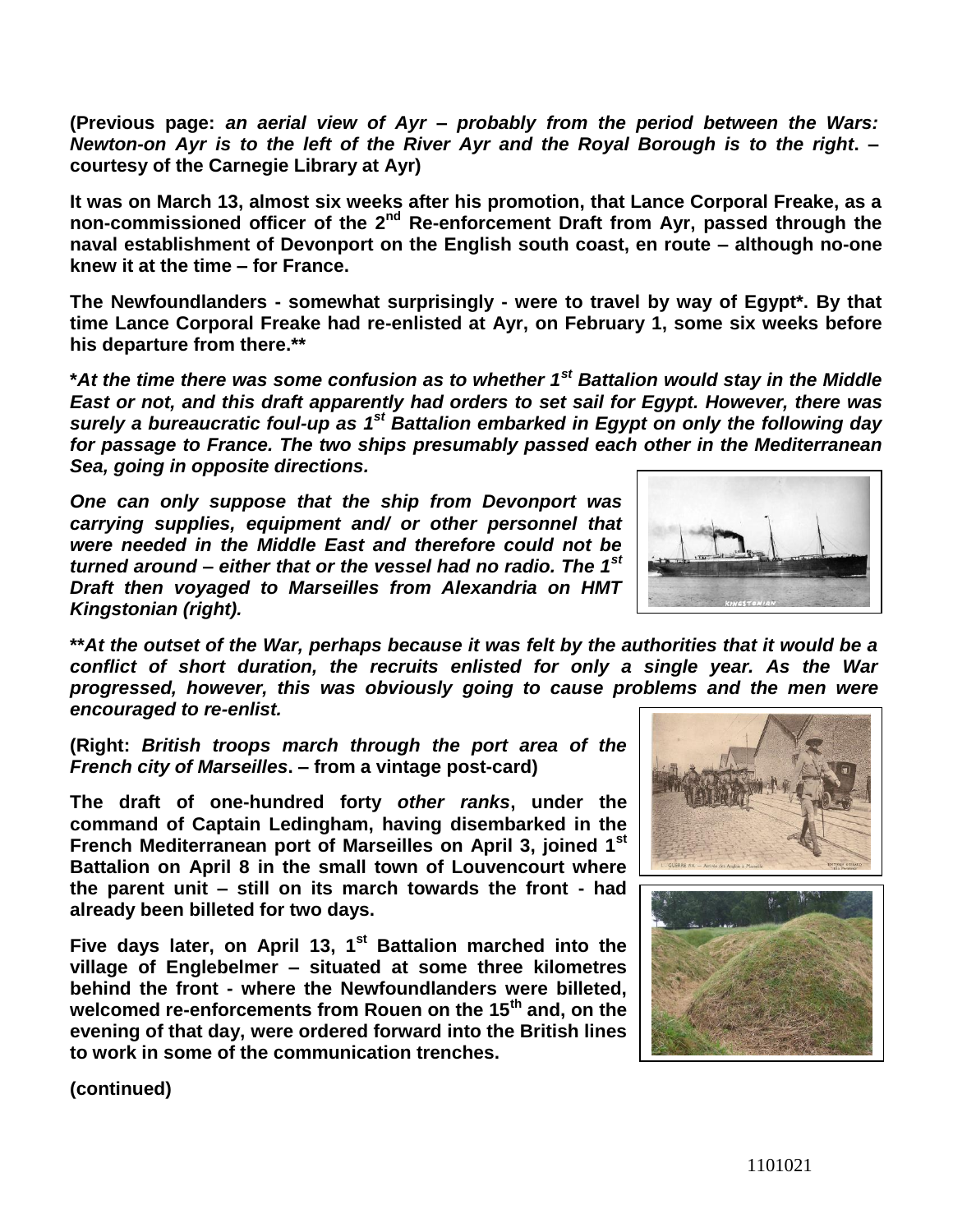**(Previous page:** ***an aerial view of Ayr – probably from the period between the Wars: Newton-on Ayr is to the left of the River Ayr and the Royal Borough is to the right*****. – courtesy of the Carnegie Library at Ayr)**

**It was on March 13, almost six weeks after his promotion, that Lance Corporal Freake, as a non-commissioned officer of the 2nd Re-enforcement Draft from Ayr, passed through the naval establishment of Devonport on the English south coast, en route – although no-one knew it at the time – for France.**

**The Newfoundlanders - somewhat surprisingly - were to travel by way of Egypt\*. By that time Lance Corporal Freake had re-enlisted at Ayr, on February 1, some six weeks before his departure from there.\*\***

***\*At the time there was some confusion as to whether 1st Battalion would stay in the Middle East or not, and this draft apparently had orders to set sail for Egypt. However, there was surely a bureaucratic foul-up as 1st Battalion embarked in Egypt on only the following day for passage to France. The two ships presumably passed each other in the Mediterranean Sea, going in opposite directions.***

***One can only suppose that the ship from Devonport was carrying supplies, equipment and/ or other personnel that were needed in the Middle East and therefore could not be turned around – either that or the vessel had no radio. The 1st Draft then voyaged to Marseilles from Alexandria on HMT Kingstonian (right).***

***\*\*At the outset of the War, perhaps because it was felt by the authorities that it would be a conflict of short duration, the recruits enlisted for only a single year. As the War progressed, however, this was obviously going to cause problems and the men were encouraged to re-enlist.***

**(Right:** ***British troops march through the port area of the French city of Marseilles*****. – from a vintage post-card)**

**The draft of one-hundred forty** ***other ranks*****, under the command of Captain Ledingham, having disembarked in the French Mediterranean port of Marseilles on April 3, joined 1st Battalion on April 8 in the small town of Louvencourt where the parent unit – still on its march towards the front - had already been billeted for two days.**

**Five days later, on April 13, 1st Battalion marched into the village of Englebelmer – situated at some three kilometres behind the front - where the Newfoundlanders were billeted, welcomed re-enforcements from Rouen on the 15th and, on the evening of that day, were ordered forward into the British lines to work in some of the communication trenches.**

**(continued)**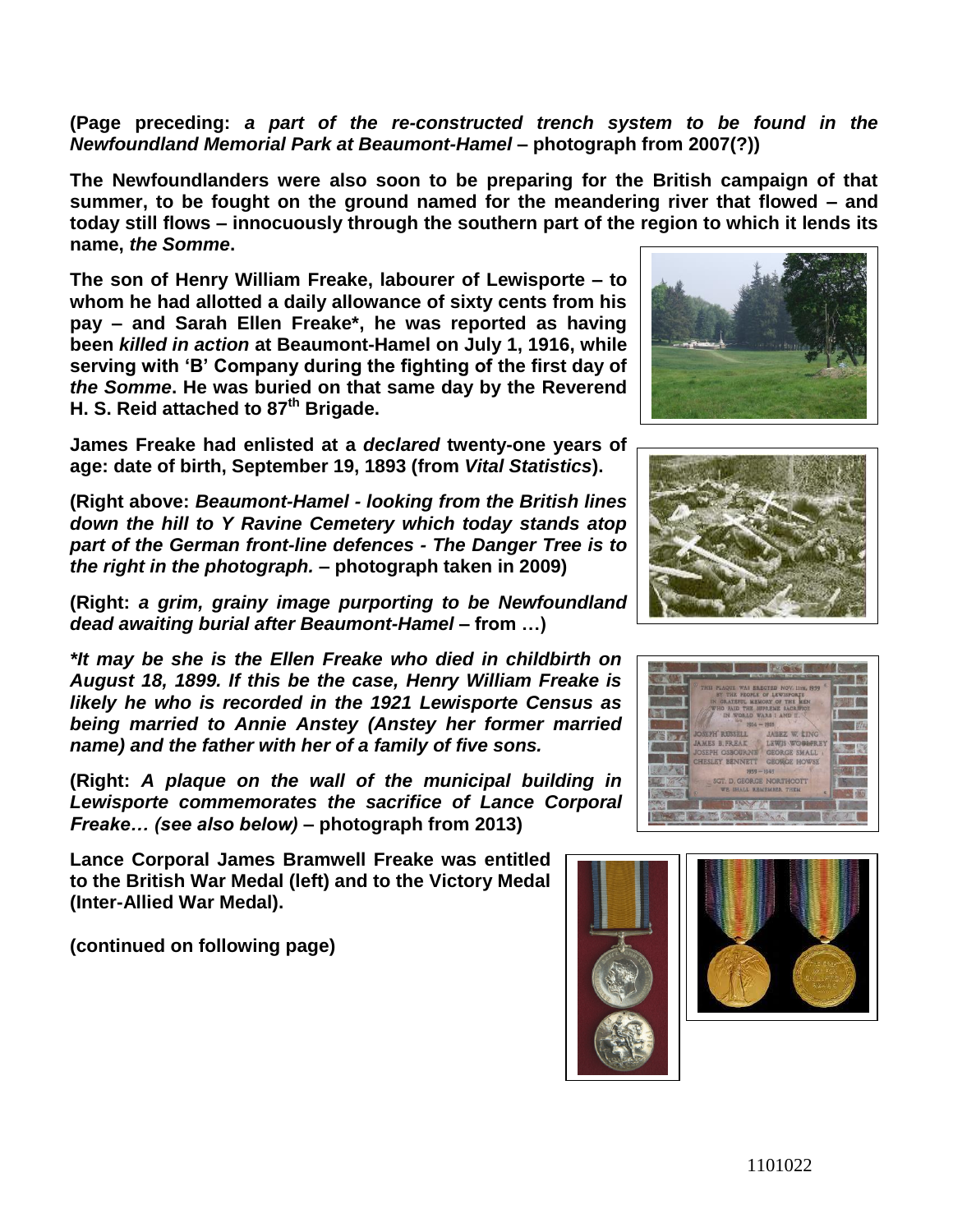**(Page preceding:** ***a part of the re-constructed trench system to be found in the Newfoundland Memorial Park at Beaumont-Hamel*** **– photograph from 2007(?))**

**The Newfoundlanders were also soon to be preparing for the British campaign of that summer, to be fought on the ground named for the meandering river that flowed – and today still flows – innocuously through the southern part of the region to which it lends its name, *the Somme*.**

**The son of Henry William Freake, labourer of Lewisporte – to whom he had allotted a daily allowance of sixty cents from his pay – and Sarah Ellen Freake\*, he was reported as having been *killed in action* at Beaumont-Hamel on July 1, 1916, while serving with 'B' Company during the fighting of the first day of *the Somme*. He was buried on that same day by the Reverend H. S. Reid attached to 87th Brigade.**

**James Freake had enlisted at a *declared* twenty-one years of age: date of birth, September 19, 1893 (from *Vital Statistics*).**

**(Right above:** ***Beaumont-Hamel - looking from the British lines down the hill to Y Ravine Cemetery which today stands atop part of the German front-line defences - The Danger Tree is to the right in the photograph.*** **– photograph taken in 2009)**

**(Right:** ***a grim, grainy image purporting to be Newfoundland dead awaiting burial after Beaumont-Hamel*** **– from …)**

***\*It may be she is the Ellen Freake who died in childbirth on August 18, 1899. If this be the case, Henry William Freake is likely he who is recorded in the 1921 Lewisporte Census as being married to Annie Anstey (Anstey her former married name) and the father with her of a family of five sons.***

**(Right:** ***A plaque on the wall of the municipal building in Lewisporte commemorates the sacrifice of Lance Corporal Freake… (see also below)*** **– photograph from 2013)**

**Lance Corporal James Bramwell Freake was entitled to the British War Medal (left) and to the Victory Medal (Inter-Allied War Medal).**

**(continued on following page)**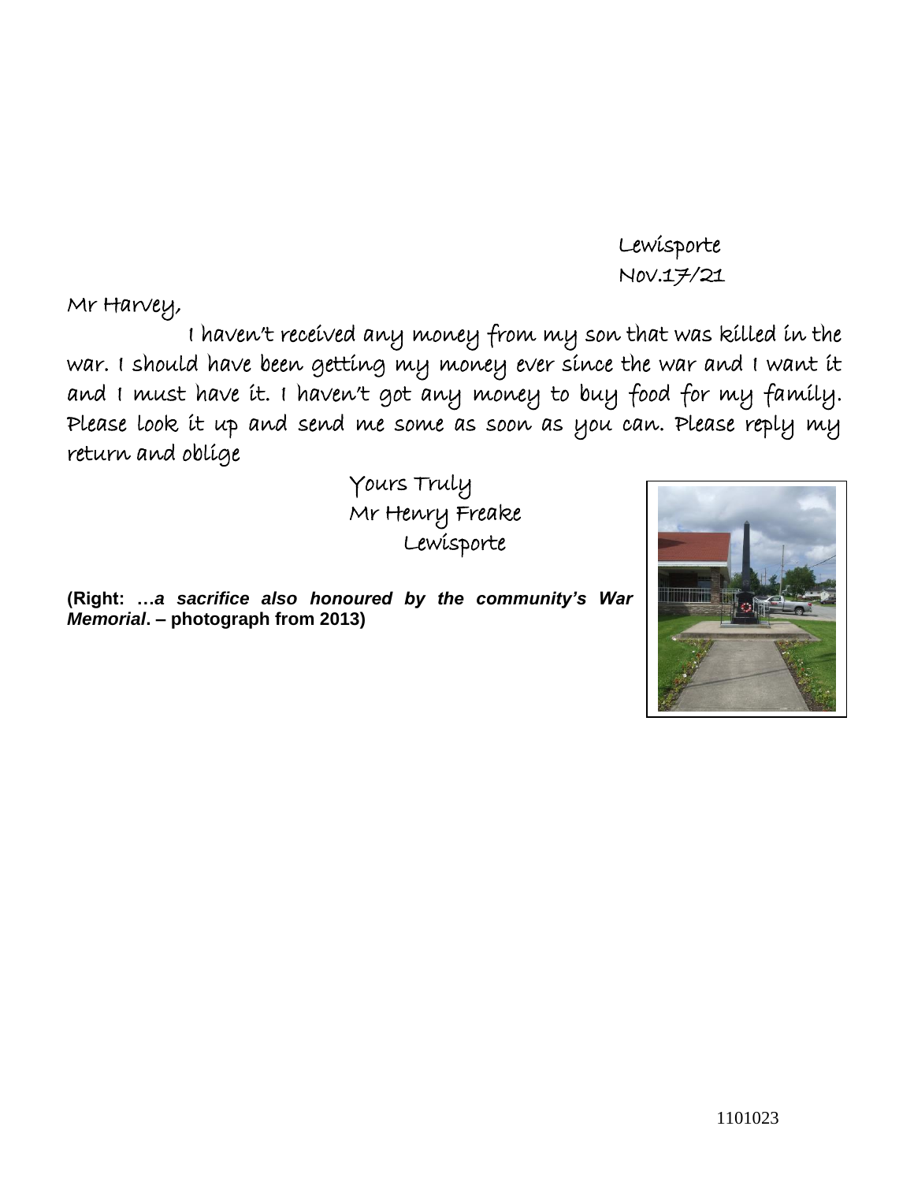Lewisporte
Nov.17/21

Mr Harvey,

I haven't received any money from my son that was killed in the war. I should have been getting my money ever since the war and I want it and I must have it. I haven't got any money to buy food for my family. Please look it up and send me some as soon as you can. Please reply my return and oblige

Yours Truly
Mr Henry Freake
Lewisporte

**(Right: …*a sacrifice also honoured by the community's War Memorial*. – photograph from 2013)**

1101023